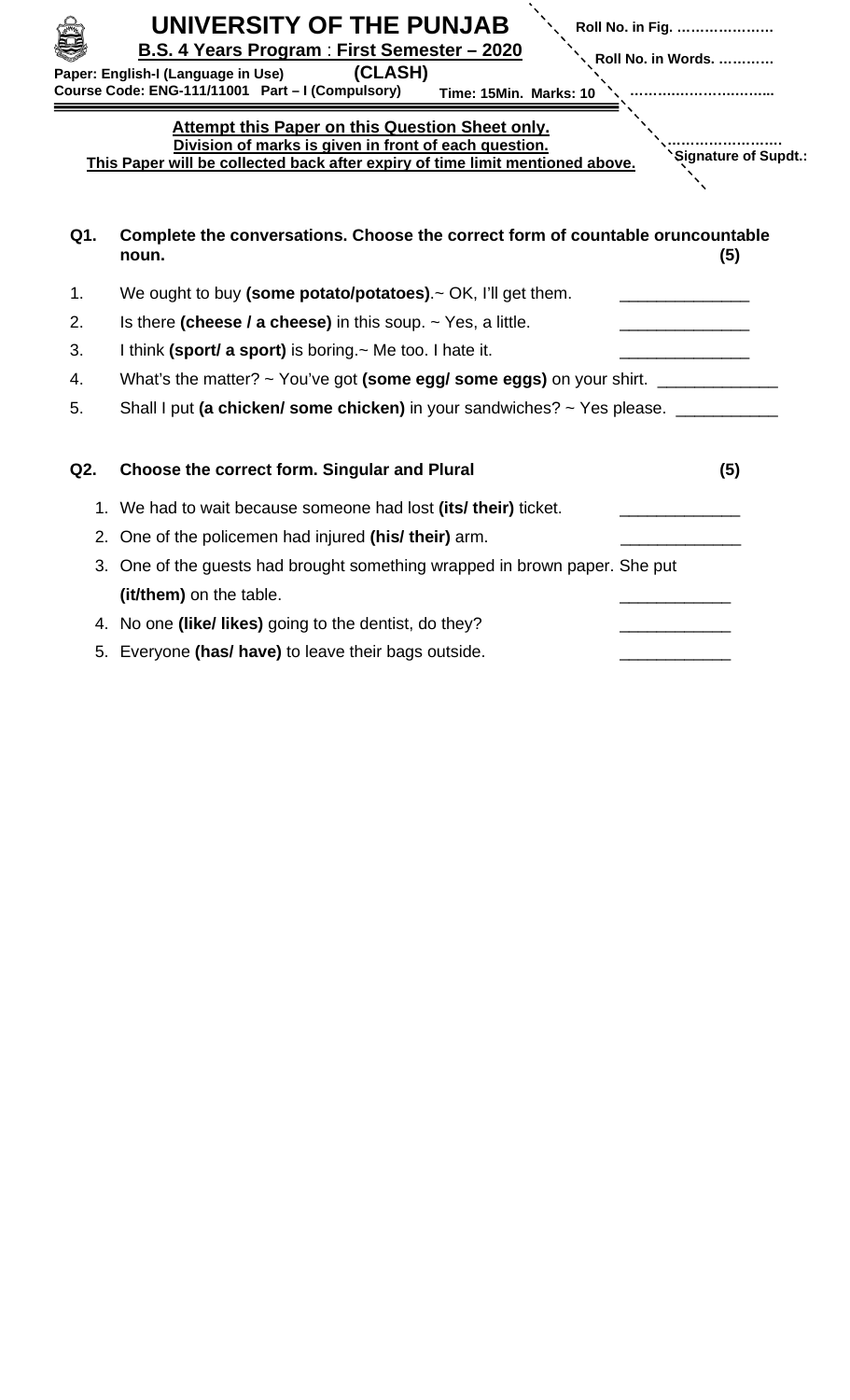# UNIVERSITY OF THE PUNJAB

**B.S. 4 Years Program : First Semester – 2020**

**Paper: English-I (Language in Use) (CLASH)**

**Course Code: ENG-111/11001 Part – I (Compulsory)**

**Time: 15Min. Marks: 10**

**Roll No. in Fig. …………………**

**Roll No. in Words. …………**

**…………………………..**

**…………………….**

**Signature of Supdt.:**

**Attempt this Paper on this Question Sheet only.**

**Division of marks is given in front of each question.**

**This Paper will be collected back after expiry of time limit mentioned above.**

**Q1. Complete the conversations. Choose the correct form of countable oruncountable noun. (5)**

1. We ought to buy **(some potato/potatoes)**.~ OK, I'll get them. ______________
2. Is there **(cheese / a cheese)** in this soup. ~ Yes, a little. ______________
3. I think **(sport/ a sport)** is boring.~ Me too. I hate it. ______________
4. What's the matter? ~ You've got **(some egg/ some eggs)** on your shirt. _____________
5. Shall I put **(a chicken/ some chicken)** in your sandwiches? ~ Yes please. ___________

**Q2. Choose the correct form. Singular and Plural (5)**

1. We had to wait because someone had lost **(its/ their)** ticket. _____________
2. One of the policemen had injured **(his/ their)** arm. _____________
3. One of the guests had brought something wrapped in brown paper. She put **(it/them)** on the table. ____________
4. No one **(like/ likes)** going to the dentist, do they? ____________
5. Everyone **(has/ have)** to leave their bags outside. ____________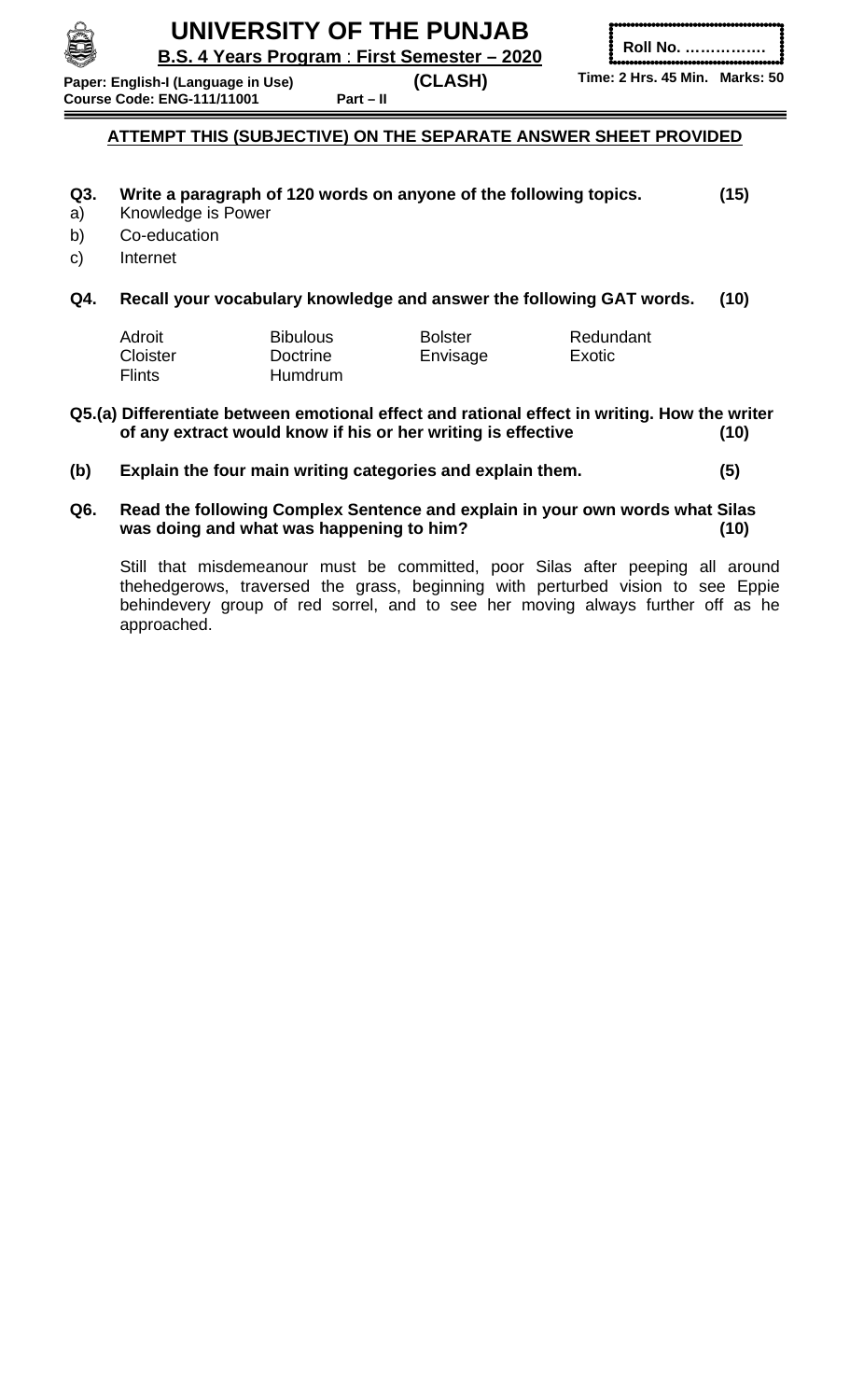# UNIVERSITY OF THE PUNJAB

**B.S. 4 Years Program : First Semester – 2020**

**Roll No. ……………**

**Paper: English-I (Language in Use)** **(CLASH)** **Time: 2 Hrs. 45 Min. Marks: 50**

**Course Code: ENG-111/11001** **Part – II**

**ATTEMPT THIS (SUBJECTIVE) ON THE SEPARATE ANSWER SHEET PROVIDED**

**Q3. Write a paragraph of 120 words on anyone of the following topics. (15)**

a) Knowledge is Power

b) Co-education

c) Internet

**Q4. Recall your vocabulary knowledge and answer the following GAT words. (10)**

| | | | |
|---|---|---|---|
| Adroit | Bibulous | Bolster | Redundant |
| Cloister | Doctrine | Envisage | Exotic |
| Flints | Humdrum | | |

**Q5.(a) Differentiate between emotional effect and rational effect in writing. How the writer of any extract would know if his or her writing is effective (10)**

**(b) Explain the four main writing categories and explain them. (5)**

**Q6. Read the following Complex Sentence and explain in your own words what Silas was doing and what was happening to him? (10)**

Still that misdemeanour must be committed, poor Silas after peeping all around thehedgerows, traversed the grass, beginning with perturbed vision to see Eppie behindevery group of red sorrel, and to see her moving always further off as he approached.